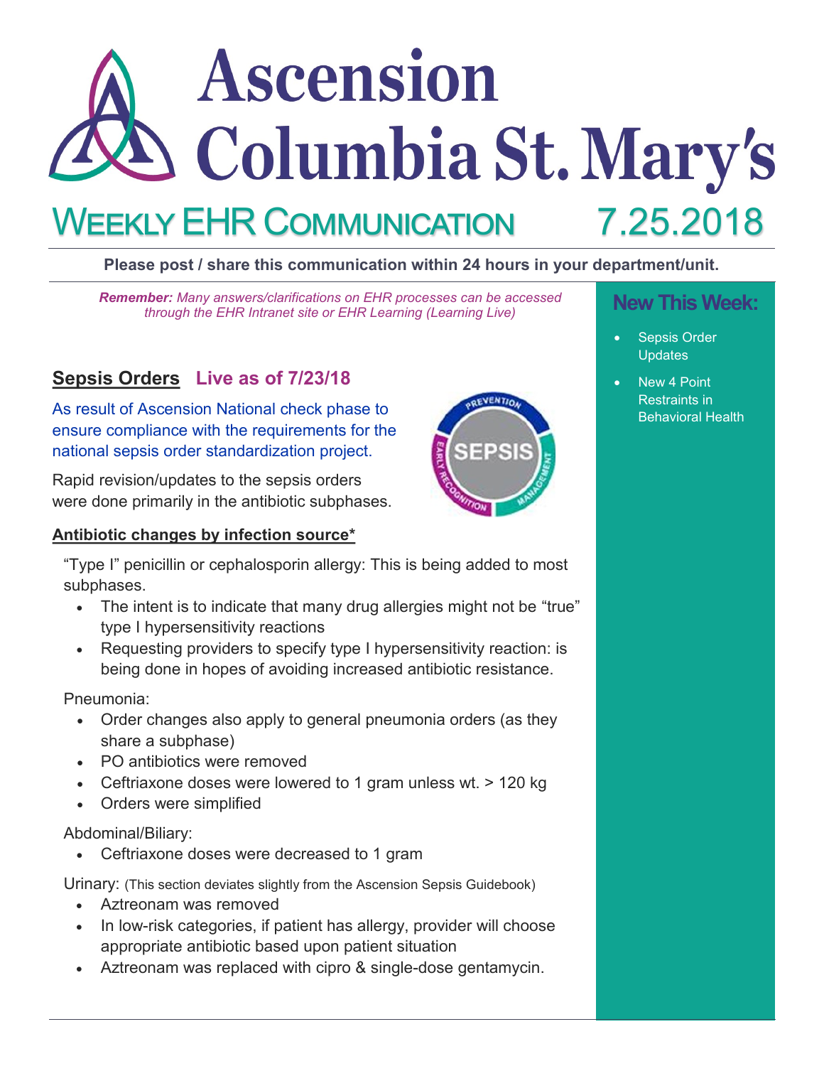# Ascension Columbia St. Mary's

## WEEKLY EHR COMMUNICATION 7.25.2018

**Please post / share this communication within 24 hours in your department/unit.**

***Remember:*** *Many answers/clarifications on EHR processes can be accessed through the EHR Intranet site or EHR Learning (Learning Live)*

### New This Week:

- Sepsis Order Updates
- New 4 Point Restraints in Behavioral Health

## Sepsis Orders Live as of 7/23/18

As result of Ascension National check phase to ensure compliance with the requirements for the national sepsis order standardization project.

Rapid revision/updates to the sepsis orders were done primarily in the antibiotic subphases.

### Antibiotic changes by infection source*

"Type I" penicillin or cephalosporin allergy: This is being added to most subphases.

- The intent is to indicate that many drug allergies might not be "true" type I hypersensitivity reactions
- Requesting providers to specify type I hypersensitivity reaction: is being done in hopes of avoiding increased antibiotic resistance.

Pneumonia:

- Order changes also apply to general pneumonia orders (as they share a subphase)
- PO antibiotics were removed
- Ceftriaxone doses were lowered to 1 gram unless wt. > 120 kg
- Orders were simplified

Abdominal/Biliary:

- Ceftriaxone doses were decreased to 1 gram

Urinary: (This section deviates slightly from the Ascension Sepsis Guidebook)

- Aztreonam was removed
- In low-risk categories, if patient has allergy, provider will choose appropriate antibiotic based upon patient situation
- Aztreonam was replaced with cipro & single-dose gentamycin.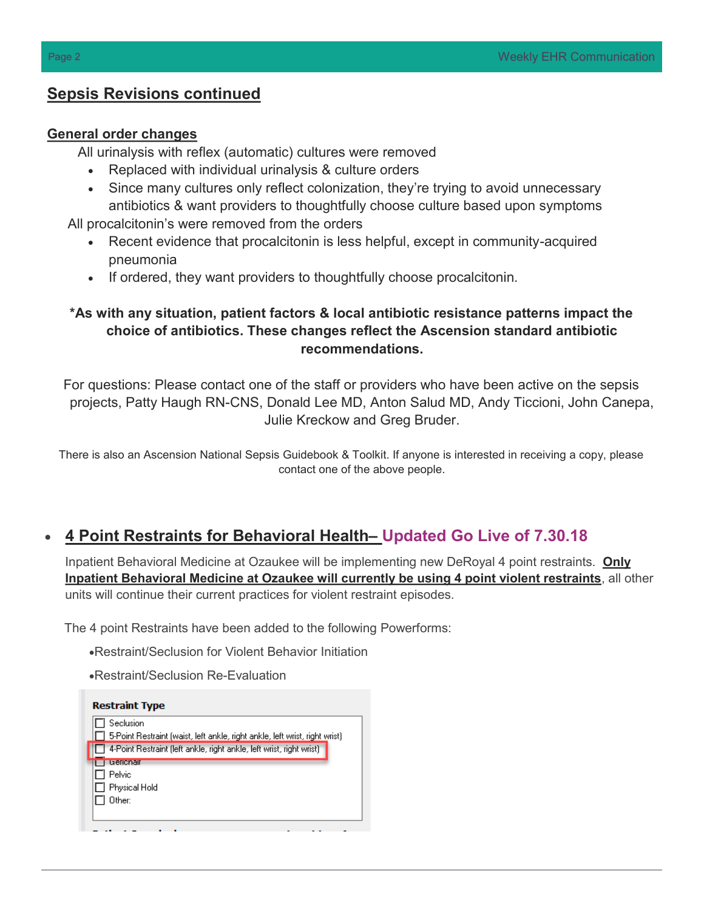## Sepsis Revisions continued

### General order changes

All urinalysis with reflex (automatic) cultures were removed

- Replaced with individual urinalysis & culture orders
- Since many cultures only reflect colonization, they're trying to avoid unnecessary antibiotics & want providers to thoughtfully choose culture based upon symptoms

All procalcitonin's were removed from the orders

- Recent evidence that procalcitonin is less helpful, except in community-acquired pneumonia
- If ordered, they want providers to thoughtfully choose procalcitonin.

**\*As with any situation, patient factors & local antibiotic resistance patterns impact the choice of antibiotics. These changes reflect the Ascension standard antibiotic recommendations.**

For questions: Please contact one of the staff or providers who have been active on the sepsis projects, Patty Haugh RN-CNS, Donald Lee MD, Anton Salud MD, Andy Ticcioni, John Canepa, Julie Kreckow and Greg Bruder.

There is also an Ascension National Sepsis Guidebook & Toolkit. If anyone is interested in receiving a copy, please contact one of the above people.

- ## 4 Point Restraints for Behavioral Health– Updated Go Live of 7.30.18

Inpatient Behavioral Medicine at Ozaukee will be implementing new DeRoyal 4 point restraints. **Only Inpatient Behavioral Medicine at Ozaukee will currently be using 4 point violent restraints**, all other units will continue their current practices for violent restraint episodes.

The 4 point Restraints have been added to the following Powerforms:

•Restraint/Seclusion for Violent Behavior Initiation

•Restraint/Seclusion Re-Evaluation

**Restraint Type**

- ☐ Seclusion
- ☐ 5-Point Restraint (waist, left ankle, right ankle, left wrist, right wrist)
- ☐ 4-Point Restraint (left ankle, right ankle, left wrist, right wrist)
- ☐ Gerichair
- ☐ Pelvic
- ☐ Physical Hold
- ☐ Other: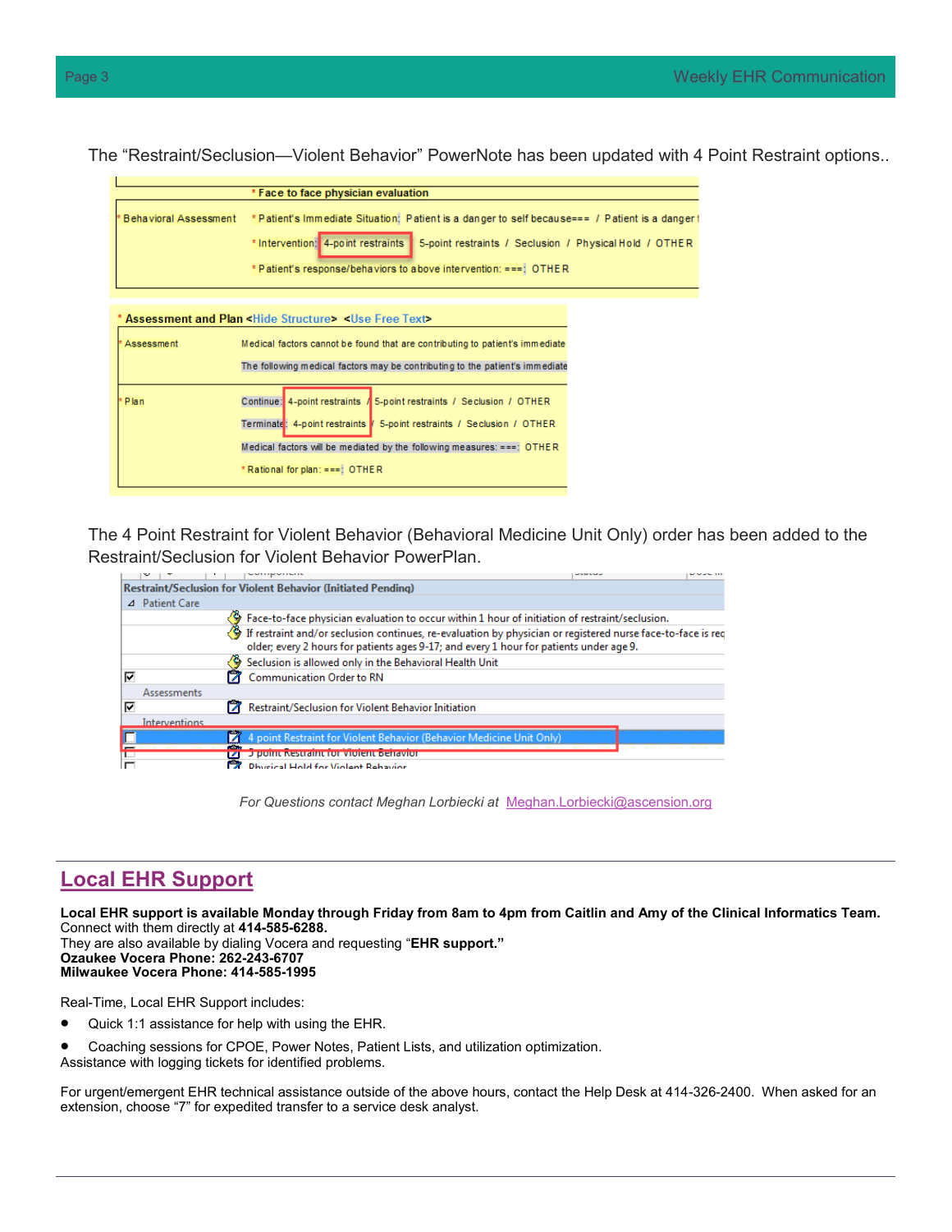The “Restraint/Seclusion—Violent Behavior” PowerNote has been updated with 4 Point Restraint options..

| | |
|---|---|
| | * Face to face physician evaluation |
| * Behavioral Assessment | * Patient's Immediate Situation: Patient is a danger to self because=== / Patient is a danger t |
| | * Intervention: 4-point restraints 5-point restraints / Seclusion / Physical Hold / OTHER |
| | * Patient's response/behaviors to above intervention: ===: OTHER |

**\* Assessment and Plan** <Hide Structure> <Use Free Text>

| | |
|---|---|
| * Assessment | Medical factors cannot be found that are contributing to patient's immediate |
| | The following medical factors may be contributing to the patient's immediate |
| * Plan | Continue: 4-point restraints / 5-point restraints / Seclusion / OTHER |
| | Terminate: 4-point restraints / 5-point restraints / Seclusion / OTHER |
| | Medical factors will be mediated by the following measures: ===: OTHER |
| | * Rational for plan: ===: OTHER |

The 4 Point Restraint for Violent Behavior (Behavioral Medicine Unit Only) order has been added to the Restraint/Seclusion for Violent Behavior PowerPlan.

| | Component |
|---|---|
| **Restraint/Seclusion for Violent Behavior (Initiated Pending)** | |
| Patient Care | |
| | Face-to-face physician evaluation to occur within 1 hour of initiation of restraint/seclusion. |
| | If restraint and/or seclusion continues, re-evaluation by physician or registered nurse face-to-face is req older; every 2 hours for patients ages 9-17; and every 1 hour for patients under age 9. |
| | Seclusion is allowed only in the Behavioral Health Unit |
| ☑ | Communication Order to RN |
| Assessments | |
| ☑ | Restraint/Seclusion for Violent Behavior Initiation |
| Interventions | |
| ☐ | 4 point Restraint for Violent Behavior (Behavior Medicine Unit Only) |
| ☐ | 5 point Restraint for Violent Behavior |
| ☐ | Physical Hold for Violent Behavior |

*For Questions contact Meghan Lorbiecki at* Meghan.Lorbiecki@ascension.org

## Local EHR Support

**Local EHR support is available Monday through Friday from 8am to 4pm from Caitlin and Amy of the Clinical Informatics Team.** Connect with them directly at **414-585-6288.**
They are also available by dialing Vocera and requesting “**EHR support.**”
**Ozaukee Vocera Phone: 262-243-6707**
**Milwaukee Vocera Phone: 414-585-1995**

Real-Time, Local EHR Support includes:

- Quick 1:1 assistance for help with using the EHR.
- Coaching sessions for CPOE, Power Notes, Patient Lists, and utilization optimization.

Assistance with logging tickets for identified problems.

For urgent/emergent EHR technical assistance outside of the above hours, contact the Help Desk at 414-326-2400. When asked for an extension, choose “7” for expedited transfer to a service desk analyst.